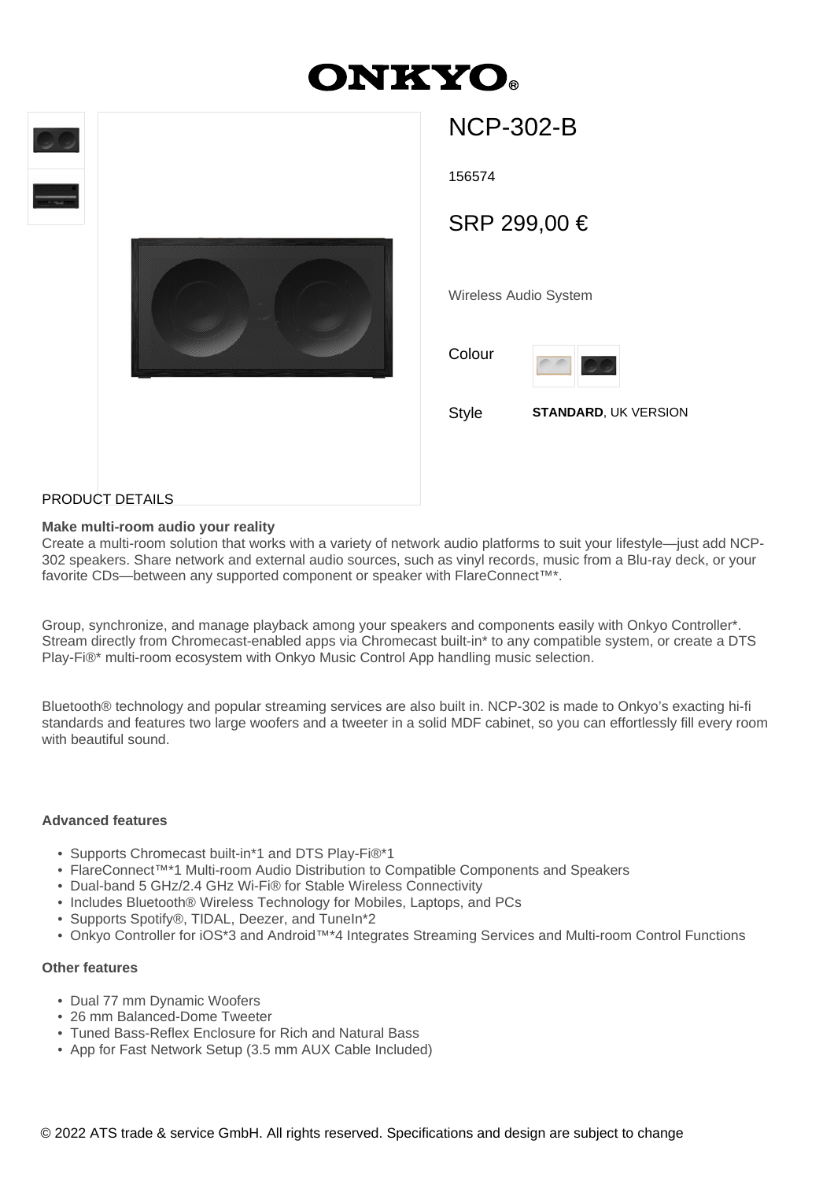# ONKYO

## NCP-302-B

156574

SRP 299,00 €

Wireless Audio System

Colour

Style **STANDARD**, UK VERSION

PRODUCT DETAILS

**Make multi-room audio your reality**
Create a multi-room solution that works with a variety of network audio platforms to suit your lifestyle—just add NCP-302 speakers. Share network and external audio sources, such as vinyl records, music from a Blu-ray deck, or your favorite CDs—between any supported component or speaker with FlareConnect™*.

Group, synchronize, and manage playback among your speakers and components easily with Onkyo Controller*. Stream directly from Chromecast-enabled apps via Chromecast built-in* to any compatible system, or create a DTS Play-Fi®* multi-room ecosystem with Onkyo Music Control App handling music selection.

Bluetooth® technology and popular streaming services are also built in. NCP-302 is made to Onkyo's exacting hi-fi standards and features two large woofers and a tweeter in a solid MDF cabinet, so you can effortlessly fill every room with beautiful sound.

**Advanced features**

- Supports Chromecast built-in*1 and DTS Play-Fi®*1
- FlareConnect™*1 Multi-room Audio Distribution to Compatible Components and Speakers
- Dual-band 5 GHz/2.4 GHz Wi-Fi® for Stable Wireless Connectivity
- Includes Bluetooth® Wireless Technology for Mobiles, Laptops, and PCs
- Supports Spotify®, TIDAL, Deezer, and TuneIn*2
- Onkyo Controller for iOS*3 and Android™*4 Integrates Streaming Services and Multi-room Control Functions

**Other features**

- Dual 77 mm Dynamic Woofers
- 26 mm Balanced-Dome Tweeter
- Tuned Bass-Reflex Enclosure for Rich and Natural Bass
- App for Fast Network Setup (3.5 mm AUX Cable Included)

© 2022 ATS trade & service GmbH. All rights reserved. Specifications and design are subject to change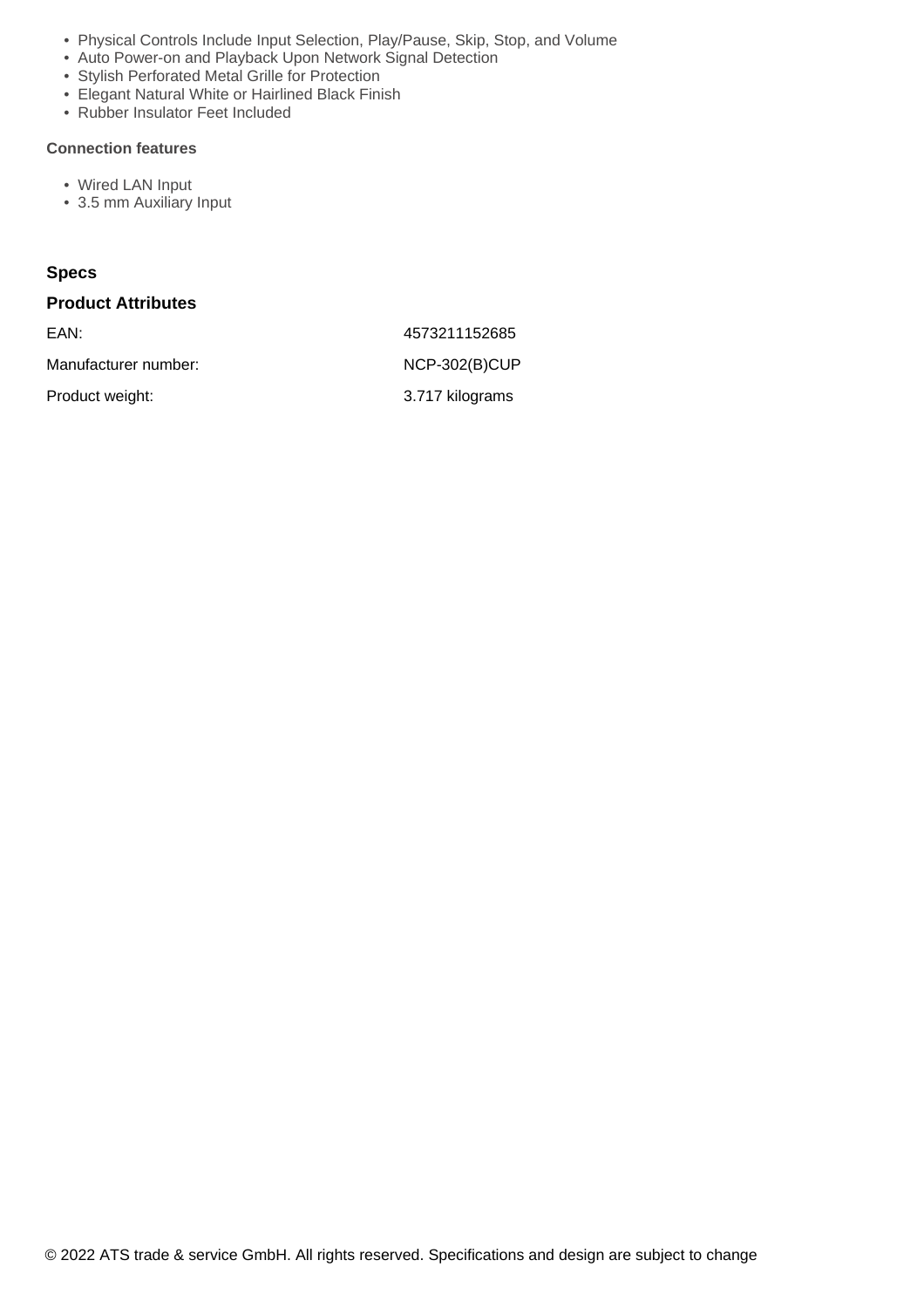- Physical Controls Include Input Selection, Play/Pause, Skip, Stop, and Volume
- Auto Power-on and Playback Upon Network Signal Detection
- Stylish Perforated Metal Grille for Protection
- Elegant Natural White or Hairlined Black Finish
- Rubber Insulator Feet Included

**Connection features**

- Wired LAN Input
- 3.5 mm Auxiliary Input

## Specs

### Product Attributes

| | |
|---|---|
| EAN: | 4573211152685 |
| Manufacturer number: | NCP-302(B)CUP |
| Product weight: | 3.717 kilograms |

© 2022 ATS trade & service GmbH. All rights reserved. Specifications and design are subject to change